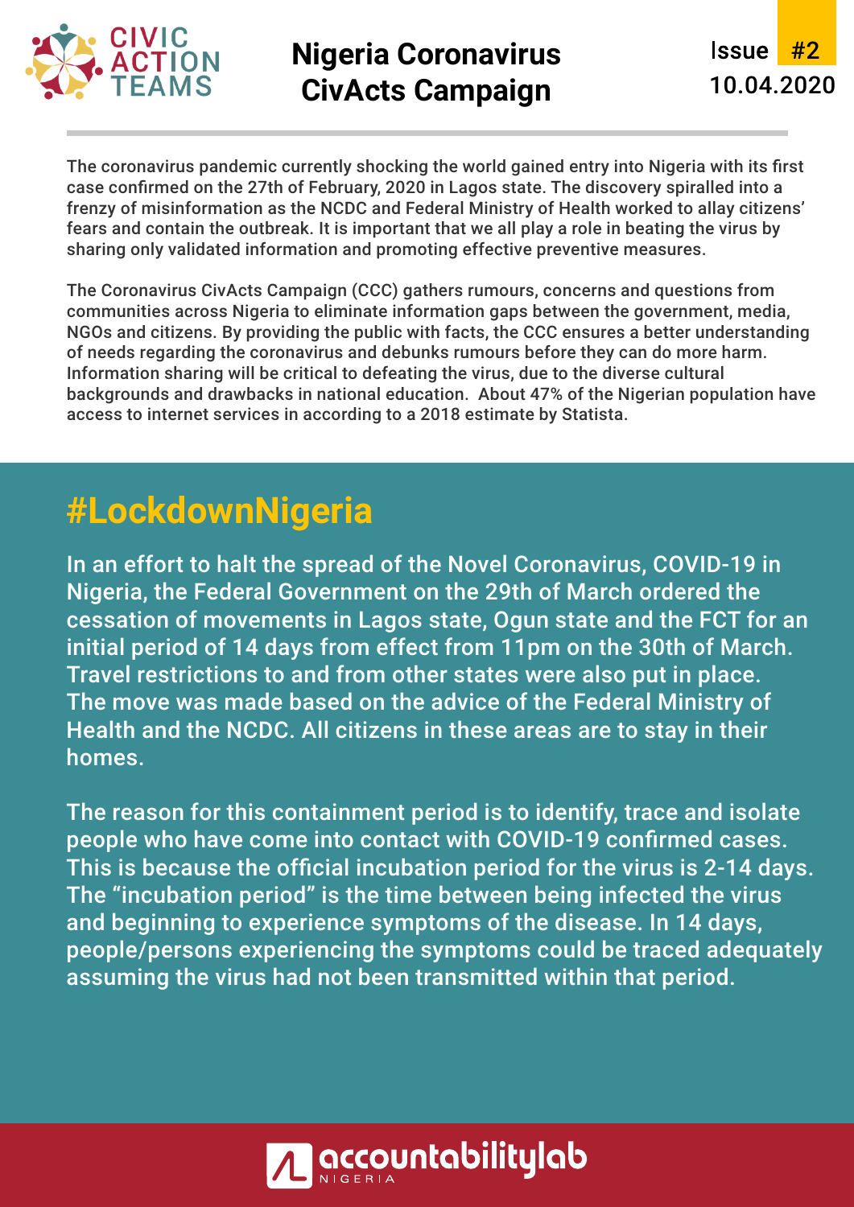CIVIC ACTION TEAMS

# Nigeria Coronavirus CivActs Campaign

Issue #2
10.04.2020

The coronavirus pandemic currently shocking the world gained entry into Nigeria with its first case confirmed on the 27th of February, 2020 in Lagos state. The discovery spiralled into a frenzy of misinformation as the NCDC and Federal Ministry of Health worked to allay citizens' fears and contain the outbreak. It is important that we all play a role in beating the virus by sharing only validated information and promoting effective preventive measures.

The Coronavirus CivActs Campaign (CCC) gathers rumours, concerns and questions from communities across Nigeria to eliminate information gaps between the government, media, NGOs and citizens. By providing the public with facts, the CCC ensures a better understanding of needs regarding the coronavirus and debunks rumours before they can do more harm. Information sharing will be critical to defeating the virus, due to the diverse cultural backgrounds and drawbacks in national education. About 47% of the Nigerian population have access to internet services in according to a 2018 estimate by Statista.

## #LockdownNigeria

In an effort to halt the spread of the Novel Coronavirus, COVID-19 in Nigeria, the Federal Government on the 29th of March ordered the cessation of movements in Lagos state, Ogun state and the FCT for an initial period of 14 days from effect from 11pm on the 30th of March. Travel restrictions to and from other states were also put in place. The move was made based on the advice of the Federal Ministry of Health and the NCDC. All citizens in these areas are to stay in their homes.

The reason for this containment period is to identify, trace and isolate people who have come into contact with COVID-19 confirmed cases. This is because the official incubation period for the virus is 2-14 days. The "incubation period" is the time between being infected the virus and beginning to experience symptoms of the disease. In 14 days, people/persons experiencing the symptoms could be traced adequately assuming the virus had not been transmitted within that period.

accountabilitylab NIGERIA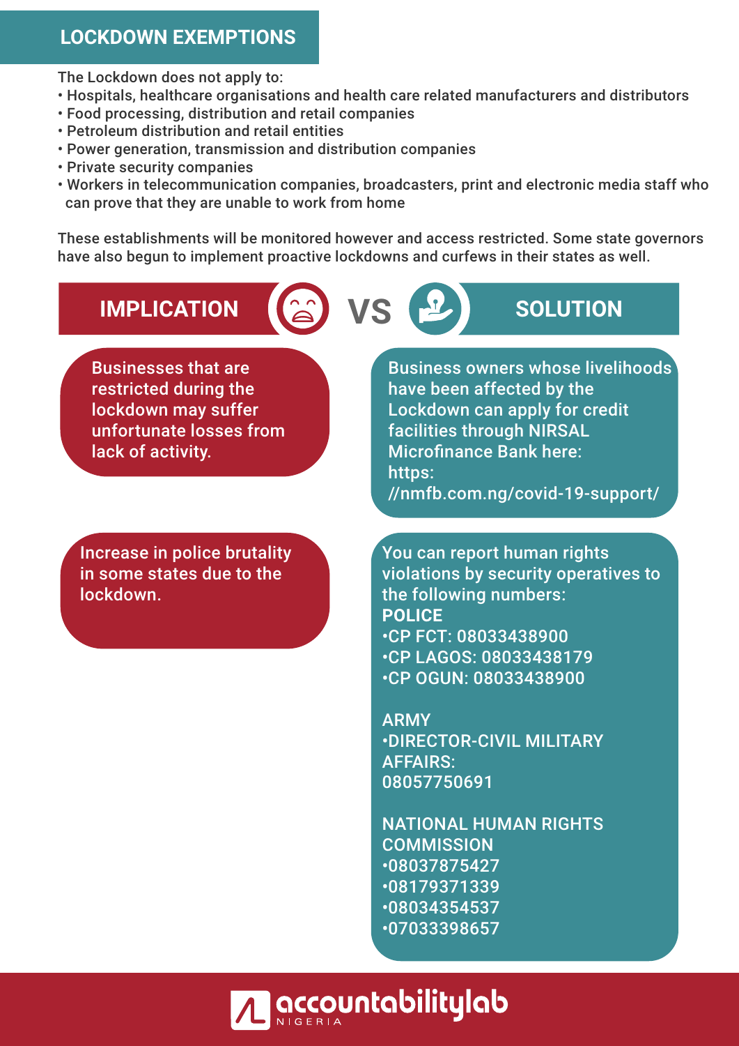## LOCKDOWN EXEMPTIONS

The Lockdown does not apply to:

- Hospitals, healthcare organisations and health care related manufacturers and distributors
- Food processing, distribution and retail companies
- Petroleum distribution and retail entities
- Power generation, transmission and distribution companies
- Private security companies
- Workers in telecommunication companies, broadcasters, print and electronic media staff who can prove that they are unable to work from home

These establishments will be monitored however and access restricted. Some state governors have also begun to implement proactive lockdowns and curfews in their states as well.

## IMPLICATION VS SOLUTION

| IMPLICATION | SOLUTION |
| --- | --- |
| Businesses that are restricted during the lockdown may suffer unfortunate losses from lack of activity. | Business owners whose livelihoods have been affected by the Lockdown can apply for credit facilities through NIRSAL Microfinance Bank here: https://nmfb.com.ng/covid-19-support/ |
| Increase in police brutality in some states due to the lockdown. | You can report human rights violations by security operatives to the following numbers: **POLICE** •CP FCT: 08033438900 •CP LAGOS: 08033438179 •CP OGUN: 08033438900 ARMY •DIRECTOR-CIVIL MILITARY AFFAIRS: 08057750691 NATIONAL HUMAN RIGHTS COMMISSION •08037875427 •08179371339 •08034354537 •07033398657 |

accountabilitylab NIGERIA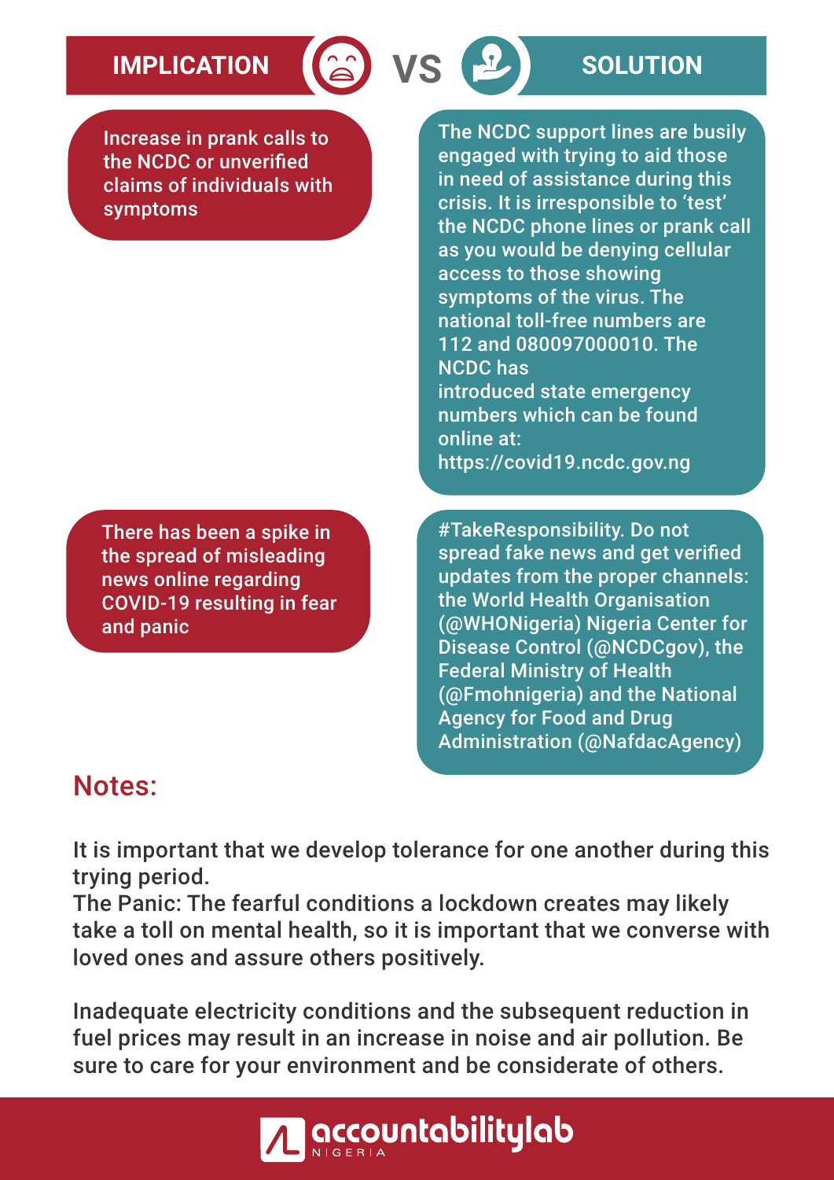| IMPLICATION | SOLUTION |
| --- | --- |
| Increase in prank calls to the NCDC or unverified claims of individuals with symptoms | The NCDC support lines are busily engaged with trying to aid those in need of assistance during this crisis. It is irresponsible to 'test' the NCDC phone lines or prank call as you would be denying cellular access to those showing symptoms of the virus. The national toll-free numbers are 112 and 080097000010. The NCDC has introduced state emergency numbers which can be found online at: https://covid19.ncdc.gov.ng |
| There has been a spike in the spread of misleading news online regarding COVID-19 resulting in fear and panic | #TakeResponsibility. Do not spread fake news and get verified updates from the proper channels: the World Health Organisation (@WHONigeria) Nigeria Center for Disease Control (@NCDCgov), the Federal Ministry of Health (@Fmohnigeria) and the National Agency for Food and Drug Administration (@NafdacAgency) |

## Notes:

It is important that we develop tolerance for one another during this trying period.
The Panic: The fearful conditions a lockdown creates may likely take a toll on mental health, so it is important that we converse with loved ones and assure others positively.

Inadequate electricity conditions and the subsequent reduction in fuel prices may result in an increase in noise and air pollution. Be sure to care for your environment and be considerate of others.

accountabilitylab NIGERIA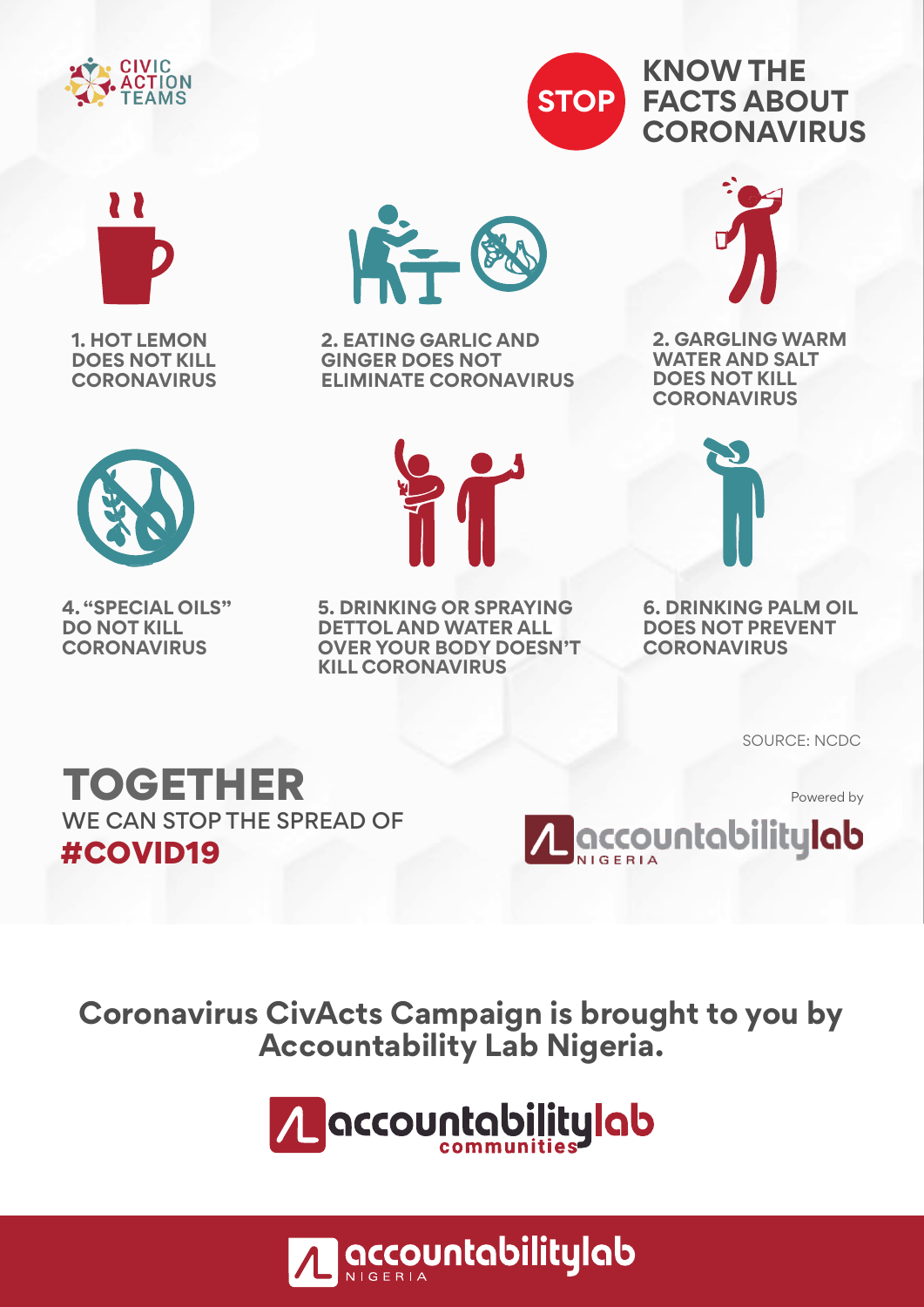CIVIC ACTION TEAMS

# STOP KNOW THE FACTS ABOUT CORONAVIRUS

1. HOT LEMON DOES NOT KILL CORONAVIRUS

2. EATING GARLIC AND GINGER DOES NOT ELIMINATE CORONAVIRUS

2. GARGLING WARM WATER AND SALT DOES NOT KILL CORONAVIRUS

4. "SPECIAL OILS" DO NOT KILL CORONAVIRUS

5. DRINKING OR SPRAYING DETTOL AND WATER ALL OVER YOUR BODY DOESN'T KILL CORONAVIRUS

6. DRINKING PALM OIL DOES NOT PREVENT CORONAVIRUS

SOURCE: NCDC

## TOGETHER

WE CAN STOP THE SPREAD OF

**#COVID19**

Powered by

accountabilitylab NIGERIA

**Coronavirus CivActs Campaign is brought to you by Accountability Lab Nigeria.**

accountabilitylab communities

accountabilitylab NIGERIA